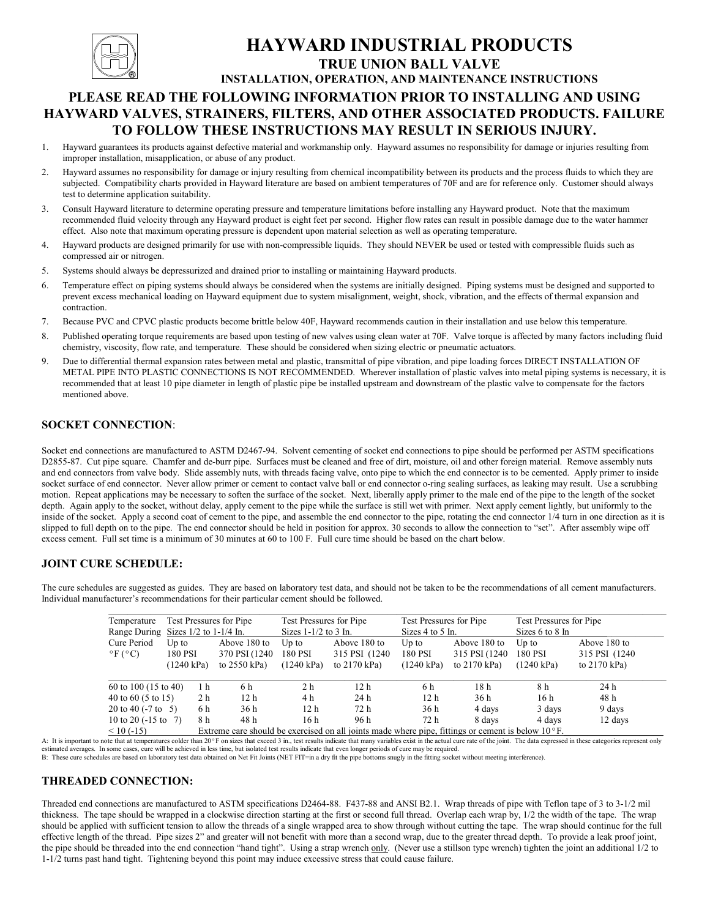# HAYWARD INDUSTRIAL PRODUCTS

## TRUE UNION BALL VALVE

### INSTALLATION, OPERATION, AND MAINTENANCE INSTRUCTIONS

**PLEASE READ THE FOLLOWING INFORMATION PRIOR TO INSTALLING AND USING HAYWARD VALVES, STRAINERS, FILTERS, AND OTHER ASSOCIATED PRODUCTS. FAILURE TO FOLLOW THESE INSTRUCTIONS MAY RESULT IN SERIOUS INJURY.**

1. Hayward guarantees its products against defective material and workmanship only. Hayward assumes no responsibility for damage or injuries resulting from improper installation, misapplication, or abuse of any product.
2. Hayward assumes no responsibility for damage or injury resulting from chemical incompatibility between its products and the process fluids to which they are subjected. Compatibility charts provided in Hayward literature are based on ambient temperatures of 70F and are for reference only. Customer should always test to determine application suitability.
3. Consult Hayward literature to determine operating pressure and temperature limitations before installing any Hayward product. Note that the maximum recommended fluid velocity through any Hayward product is eight feet per second. Higher flow rates can result in possible damage due to the water hammer effect. Also note that maximum operating pressure is dependent upon material selection as well as operating temperature.
4. Hayward products are designed primarily for use with non-compressible liquids. They should NEVER be used or tested with compressible fluids such as compressed air or nitrogen.
5. Systems should always be depressurized and drained prior to installing or maintaining Hayward products.
6. Temperature effect on piping systems should always be considered when the systems are initially designed. Piping systems must be designed and supported to prevent excess mechanical loading on Hayward equipment due to system misalignment, weight, shock, vibration, and the effects of thermal expansion and contraction.
7. Because PVC and CPVC plastic products become brittle below 40F, Hayward recommends caution in their installation and use below this temperature.
8. Published operating torque requirements are based upon testing of new valves using clean water at 70F. Valve torque is affected by many factors including fluid chemistry, viscosity, flow rate, and temperature. These should be considered when sizing electric or pneumatic actuators.
9. Due to differential thermal expansion rates between metal and plastic, transmittal of pipe vibration, and pipe loading forces DIRECT INSTALLATION OF METAL PIPE INTO PLASTIC CONNECTIONS IS NOT RECOMMENDED. Wherever installation of plastic valves into metal piping systems is necessary, it is recommended that at least 10 pipe diameter in length of plastic pipe be installed upstream and downstream of the plastic valve to compensate for the factors mentioned above.

### SOCKET CONNECTION:

Socket end connections are manufactured to ASTM D2467-94. Solvent cementing of socket end connections to pipe should be performed per ASTM specifications D2855-87. Cut pipe square. Chamfer and de-burr pipe. Surfaces must be cleaned and free of dirt, moisture, oil and other foreign material. Remove assembly nuts and end connectors from valve body. Slide assembly nuts, with threads facing valve, onto pipe to which the end connector is to be cemented. Apply primer to inside socket surface of end connector. Never allow primer or cement to contact valve ball or end connector o-ring sealing surfaces, as leaking may result. Use a scrubbing motion. Repeat applications may be necessary to soften the surface of the socket. Next, liberally apply primer to the male end of the pipe to the length of the socket depth. Again apply to the socket, without delay, apply cement to the pipe while the surface is still wet with primer. Next apply cement lightly, but uniformly to the inside of the socket. Apply a second coat of cement to the pipe, and assemble the end connector to the pipe, rotating the end connector 1/4 turn in one direction as it is slipped to full depth on to the pipe. The end connector should be held in position for approx. 30 seconds to allow the connection to "set". After assembly wipe off excess cement. Full set time is a minimum of 30 minutes at 60 to 100 F. Full cure time should be based on the chart below.

### JOINT CURE SCHEDULE:

The cure schedules are suggested as guides. They are based on laboratory test data, and should not be taken to be the recommendations of all cement manufacturers. Individual manufacturer's recommendations for their particular cement should be followed.

| Temperature Range During Cure Period °F (°C) | Test Pressures for Pipe Sizes 1/2 to 1-1/4 In. | | Test Pressures for Pipe Sizes 1-1/2 to 3 In. | | Test Pressures for Pipe Sizes 4 to 5 In. | | Test Pressures for Pipe Sizes 6 to 8 In | |
|---|---|---|---|---|---|---|---|---|
| | Up to 180 PSI (1240 kPa) | Above 180 to 370 PSI (1240 to 2550 kPa) | Up to 180 PSI (1240 kPa) | Above 180 to 315 PSI (1240 to 2170 kPa) | Up to 180 PSI (1240 kPa) | Above 180 to 315 PSI (1240 to 2170 kPa) | Up to 180 PSI (1240 kPa) | Above 180 to 315 PSI (1240 to 2170 kPa) |
| 60 to 100 (15 to 40) | 1 h | 6 h | 2 h | 12 h | 6 h | 18 h | 8 h | 24 h |
| 40 to 60 (5 to 15) | 2 h | 12 h | 4 h | 24 h | 12 h | 36 h | 16 h | 48 h |
| 20 to 40 (-7 to 5) | 6 h | 36 h | 12 h | 72 h | 36 h | 4 days | 3 days | 9 days |
| 10 to 20 (-15 to 7) | 8 h | 48 h | 16 h | 96 h | 72 h | 8 days | 4 days | 12 days |
| < 10 (-15) | Extreme care should be exercised on all joints made where pipe, fittings or cement is below 10°F. | | | | | | | |

A: It is important to note that at temperatures colder than 20°F on sizes that exceed 3 in., test results indicate that many variables exist in the actual cure rate of the joint. The data expressed in these categories represent only estimated averages. In some cases, cure will be achieved in less time, but isolated test results indicate that even longer periods of cure may be required.
B: These cure schedules are based on laboratory test data obtained on Net Fit Joints (NET FIT=in a dry fit the pipe bottoms snugly in the fitting socket without meeting interference).

### THREADED CONNECTION:

Threaded end connections are manufactured to ASTM specifications D2464-88. F437-88 and ANSI B2.1. Wrap threads of pipe with Teflon tape of 3 to 3-1/2 mil thickness. The tape should be wrapped in a clockwise direction starting at the first or second full thread. Overlap each wrap by, 1/2 the width of the tape. The wrap should be applied with sufficient tension to allow the threads of a single wrapped area to show through without cutting the tape. The wrap should continue for the full effective length of the thread. Pipe sizes 2" and greater will not benefit with more than a second wrap, due to the greater thread depth. To provide a leak proof joint, the pipe should be threaded into the end connection "hand tight". Using a strap wrench only. (Never use a stillson type wrench) tighten the joint an additional 1/2 to 1-1/2 turns past hand tight. Tightening beyond this point may induce excessive stress that could cause failure.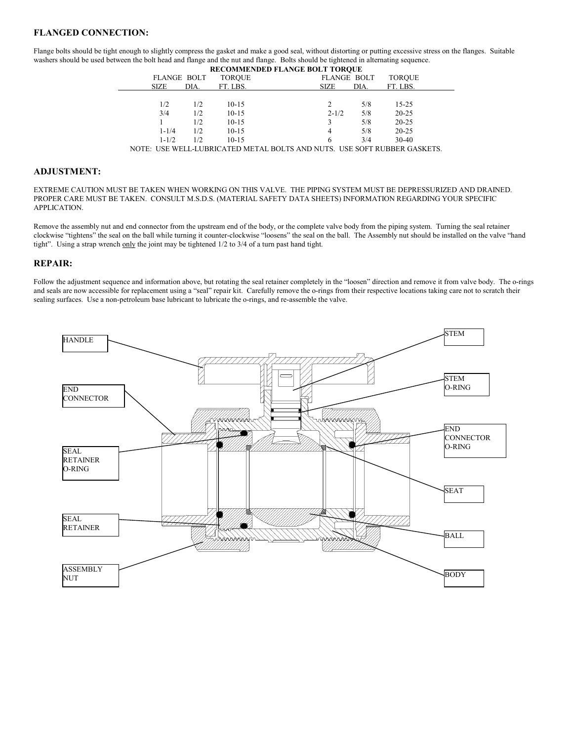## FLANGED CONNECTION:

Flange bolts should be tight enough to slightly compress the gasket and make a good seal, without distorting or putting excessive stress on the flanges. Suitable washers should be used between the bolt head and flange and the nut and flange. Bolts should be tightened in alternating sequence.

**RECOMMENDED FLANGE BOLT TORQUE**

| FLANGE SIZE | BOLT DIA. | TORQUE FT. LBS. | FLANGE SIZE | BOLT DIA. | TORQUE FT. LBS. |
|---|---|---|---|---|---|
| 1/2 | 1/2 | 10-15 | 2 | 5/8 | 15-25 |
| 3/4 | 1/2 | 10-15 | 2-1/2 | 5/8 | 20-25 |
| 1 | 1/2 | 10-15 | 3 | 5/8 | 20-25 |
| 1-1/4 | 1/2 | 10-15 | 4 | 5/8 | 20-25 |
| 1-1/2 | 1/2 | 10-15 | 6 | 3/4 | 30-40 |

NOTE: USE WELL-LUBRICATED METAL BOLTS AND NUTS. USE SOFT RUBBER GASKETS.

## ADJUSTMENT:

EXTREME CAUTION MUST BE TAKEN WHEN WORKING ON THIS VALVE. THE PIPING SYSTEM MUST BE DEPRESSURIZED AND DRAINED. PROPER CARE MUST BE TAKEN. CONSULT M.S.D.S. (MATERIAL SAFETY DATA SHEETS) INFORMATION REGARDING YOUR SPECIFIC APPLICATION.

Remove the assembly nut and end connector from the upstream end of the body, or the complete valve body from the piping system. Turning the seal retainer clockwise "tightens" the seal on the ball while turning it counter-clockwise "loosens" the seal on the ball. The Assembly nut should be installed on the valve "hand tight". Using a strap wrench only the joint may be tightened 1/2 to 3/4 of a turn past hand tight.

## REPAIR:

Follow the adjustment sequence and information above, but rotating the seal retainer completely in the "loosen" direction and remove it from valve body. The o-rings and seals are now accessible for replacement using a "seal" repair kit. Carefully remove the o-rings from their respective locations taking care not to scratch their sealing surfaces. Use a non-petroleum base lubricant to lubricate the o-rings, and re-assemble the valve.

HANDLE

END CONNECTOR

SEAL RETAINER O-RING

SEAL RETAINER

ASSEMBLY NUT

STEM

STEM O-RING

END CONNECTOR O-RING

SEAT

BALL

BODY